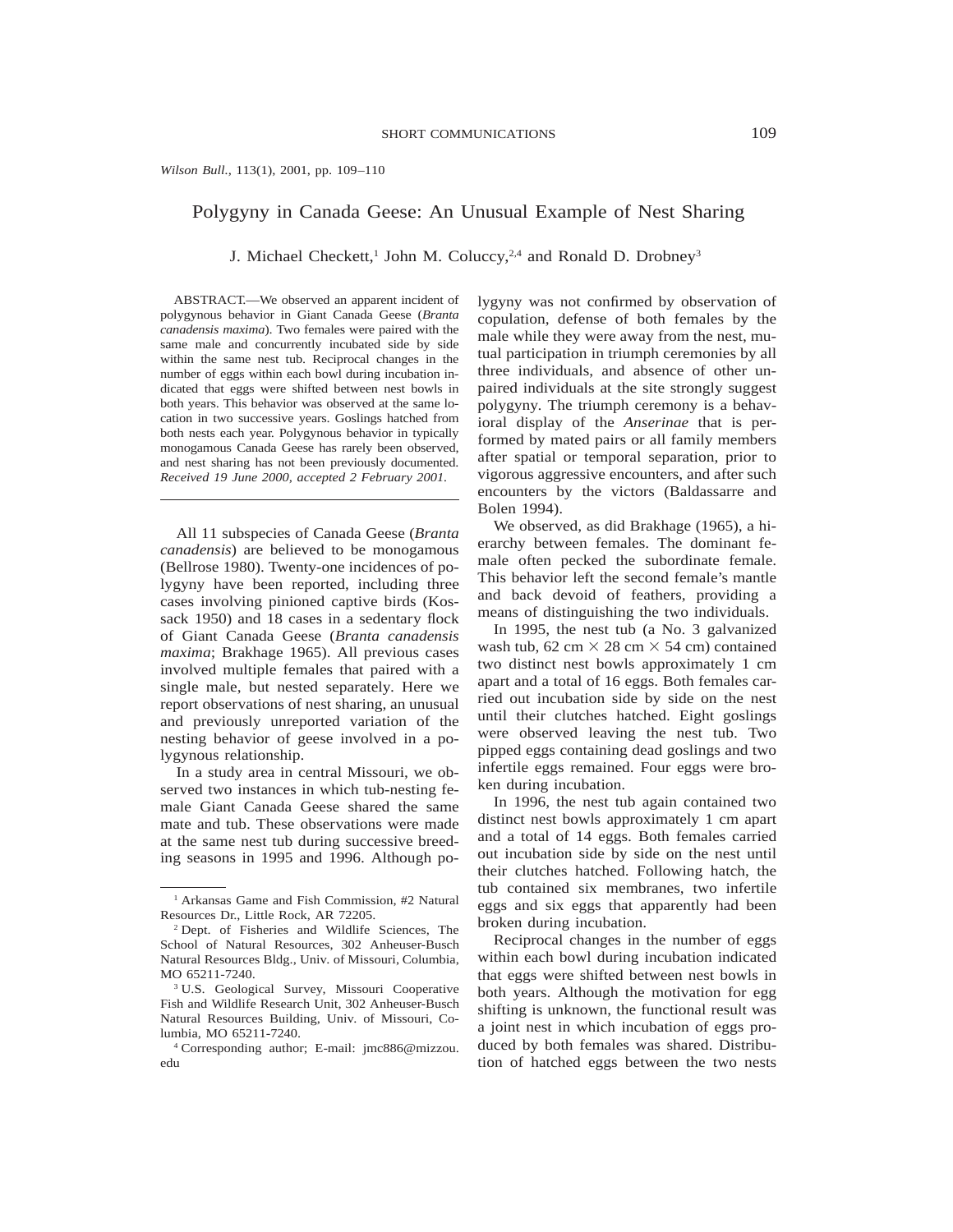*Wilson Bull.*, 113(1), 2001, pp. 109–110

# Polygyny in Canada Geese: An Unusual Example of Nest Sharing

J. Michael Checkett,[1] John M. Coluccy,[2,4] and Ronald D. Drobney[3]

ABSTRACT.—We observed an apparent incident of polygynous behavior in Giant Canada Geese (*Branta canadensis maxima*). Two females were paired with the same male and concurrently incubated side by side within the same nest tub. Reciprocal changes in the number of eggs within each bowl during incubation indicated that eggs were shifted between nest bowls in both years. This behavior was observed at the same location in two successive years. Goslings hatched from both nests each year. Polygynous behavior in typically monogamous Canada Geese has rarely been observed, and nest sharing has not been previously documented. *Received 19 June 2000, accepted 2 February 2001.*

---

All 11 subspecies of Canada Geese (*Branta canadensis*) are believed to be monogamous (Bellrose 1980). Twenty-one incidences of polygyny have been reported, including three cases involving pinioned captive birds (Kossack 1950) and 18 cases in a sedentary flock of Giant Canada Geese (*Branta canadensis maxima*; Brakhage 1965). All previous cases involved multiple females that paired with a single male, but nested separately. Here we report observations of nest sharing, an unusual and previously unreported variation of the nesting behavior of geese involved in a polygynous relationship.

In a study area in central Missouri, we observed two instances in which tub-nesting female Giant Canada Geese shared the same mate and tub. These observations were made at the same nest tub during successive breeding seasons in 1995 and 1996. Although polygyny was not confirmed by observation of copulation, defense of both females by the male while they were away from the nest, mutual participation in triumph ceremonies by all three individuals, and absence of other unpaired individuals at the site strongly suggest polygyny. The triumph ceremony is a behavioral display of the *Anserinae* that is performed by mated pairs or all family members after spatial or temporal separation, prior to vigorous aggressive encounters, and after such encounters by the victors (Baldassarre and Bolen 1994).

We observed, as did Brakhage (1965), a hierarchy between females. The dominant female often pecked the subordinate female. This behavior left the second female's mantle and back devoid of feathers, providing a means of distinguishing the two individuals.

In 1995, the nest tub (a No. 3 galvanized wash tub, 62 cm $\times$ 28 cm $\times$ 54 cm) contained two distinct nest bowls approximately 1 cm apart and a total of 16 eggs. Both females carried out incubation side by side on the nest until their clutches hatched. Eight goslings were observed leaving the nest tub. Two pipped eggs containing dead goslings and two infertile eggs remained. Four eggs were broken during incubation.

In 1996, the nest tub again contained two distinct nest bowls approximately 1 cm apart and a total of 14 eggs. Both females carried out incubation side by side on the nest until their clutches hatched. Following hatch, the tub contained six membranes, two infertile eggs and six eggs that apparently had been broken during incubation.

Reciprocal changes in the number of eggs within each bowl during incubation indicated that eggs were shifted between nest bowls in both years. Although the motivation for egg shifting is unknown, the functional result was a joint nest in which incubation of eggs produced by both females was shared. Distribution of hatched eggs between the two nests

---

[1] Arkansas Game and Fish Commission, #2 Natural Resources Dr., Little Rock, AR 72205.

[2] Dept. of Fisheries and Wildlife Sciences, The School of Natural Resources, 302 Anheuser-Busch Natural Resources Bldg., Univ. of Missouri, Columbia, MO 65211-7240.

[3] U.S. Geological Survey, Missouri Cooperative Fish and Wildlife Research Unit, 302 Anheuser-Busch Natural Resources Building, Univ. of Missouri, Columbia, MO 65211-7240.

[4] Corresponding author; E-mail: jmc886@mizzou.edu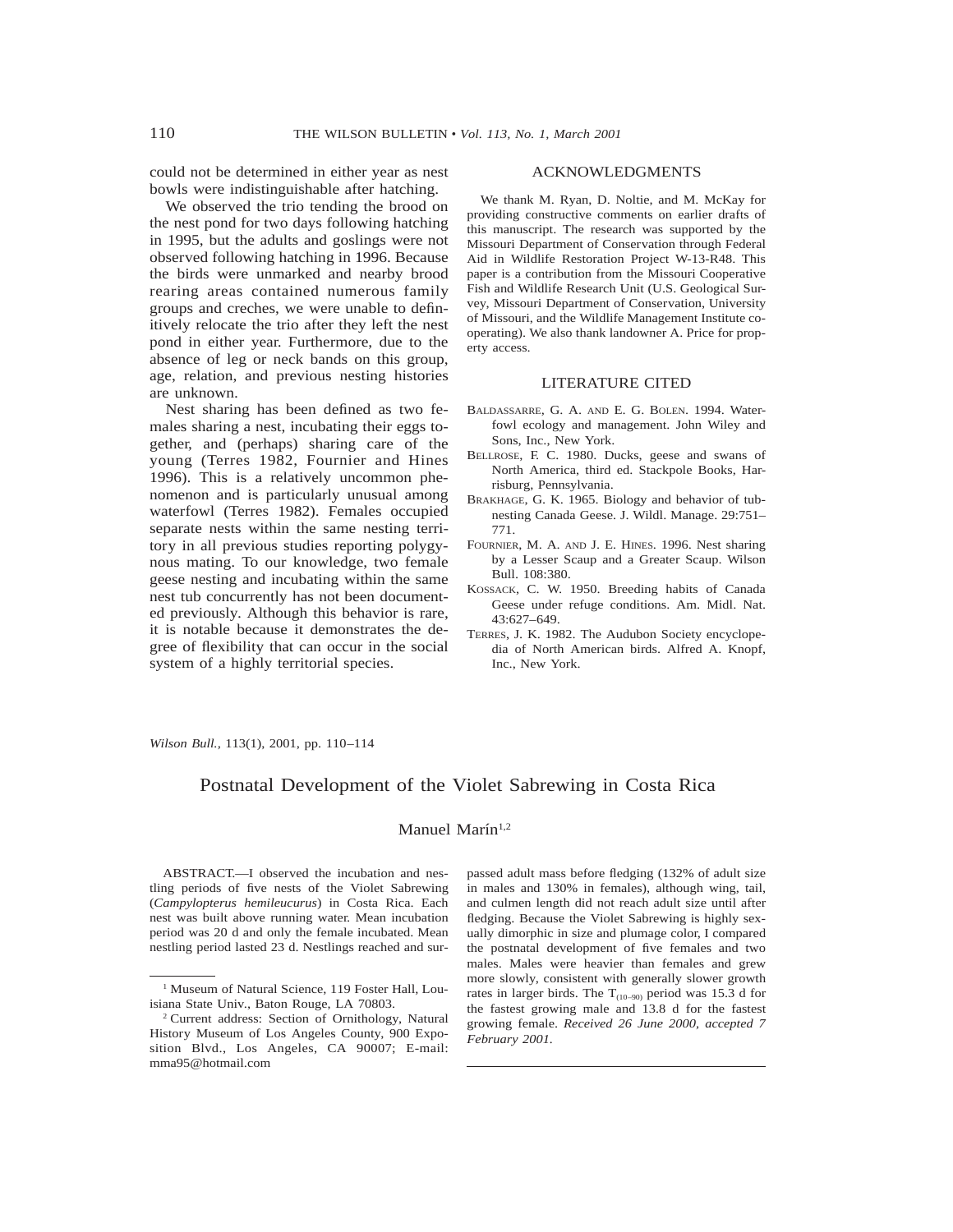could not be determined in either year as nest bowls were indistinguishable after hatching.

We observed the trio tending the brood on the nest pond for two days following hatching in 1995, but the adults and goslings were not observed following hatching in 1996. Because the birds were unmarked and nearby brood rearing areas contained numerous family groups and creches, we were unable to definitively relocate the trio after they left the nest pond in either year. Furthermore, due to the absence of leg or neck bands on this group, age, relation, and previous nesting histories are unknown.

Nest sharing has been defined as two females sharing a nest, incubating their eggs together, and (perhaps) sharing care of the young (Terres 1982, Fournier and Hines 1996). This is a relatively uncommon phenomenon and is particularly unusual among waterfowl (Terres 1982). Females occupied separate nests within the same nesting territory in all previous studies reporting polygynous mating. To our knowledge, two female geese nesting and incubating within the same nest tub concurrently has not been documented previously. Although this behavior is rare, it is notable because it demonstrates the degree of flexibility that can occur in the social system of a highly territorial species.

## ACKNOWLEDGMENTS

We thank M. Ryan, D. Noltie, and M. McKay for providing constructive comments on earlier drafts of this manuscript. The research was supported by the Missouri Department of Conservation through Federal Aid in Wildlife Restoration Project W-13-R48. This paper is a contribution from the Missouri Cooperative Fish and Wildlife Research Unit (U.S. Geological Survey, Missouri Department of Conservation, University of Missouri, and the Wildlife Management Institute cooperating). We also thank landowner A. Price for property access.

## LITERATURE CITED

BALDASSARRE, G. A. AND E. G. BOLEN. 1994. Waterfowl ecology and management. John Wiley and Sons, Inc., New York.

BELLROSE, F. C. 1980. Ducks, geese and swans of North America, third ed. Stackpole Books, Harrisburg, Pennsylvania.

BRAKHAGE, G. K. 1965. Biology and behavior of tub-nesting Canada Geese. J. Wildl. Manage. 29:751–771.

FOURNIER, M. A. AND J. E. HINES. 1996. Nest sharing by a Lesser Scaup and a Greater Scaup. Wilson Bull. 108:380.

KOSSACK, C. W. 1950. Breeding habits of Canada Geese under refuge conditions. Am. Midl. Nat. 43:627–649.

TERRES, J. K. 1982. The Audubon Society encyclopedia of North American birds. Alfred A. Knopf, Inc., New York.

*Wilson Bull.*, 113(1), 2001, pp. 110–114

# Postnatal Development of the Violet Sabrewing in Costa Rica

Manuel Marín[1,2]

ABSTRACT.—I observed the incubation and nestling periods of five nests of the Violet Sabrewing (*Campylopterus hemileucurus*) in Costa Rica. Each nest was built above running water. Mean incubation period was 20 d and only the female incubated. Mean nestling period lasted 23 d. Nestlings reached and surpassed adult mass before fledging (132% of adult size in males and 130% in females), although wing, tail, and culmen length did not reach adult size until after fledging. Because the Violet Sabrewing is highly sexually dimorphic in size and plumage color, I compared the postnatal development of five females and two males. Males were heavier than females and grew more slowly, consistent with generally slower growth rates in larger birds. The $T_{(10-90)}$ period was 15.3 d for the fastest growing male and 13.8 d for the fastest growing female. *Received 26 June 2000, accepted 7 February 2001.*

[1] Museum of Natural Science, 119 Foster Hall, Louisiana State Univ., Baton Rouge, LA 70803.

[2] Current address: Section of Ornithology, Natural History Museum of Los Angeles County, 900 Exposition Blvd., Los Angeles, CA 90007; E-mail: mma95@hotmail.com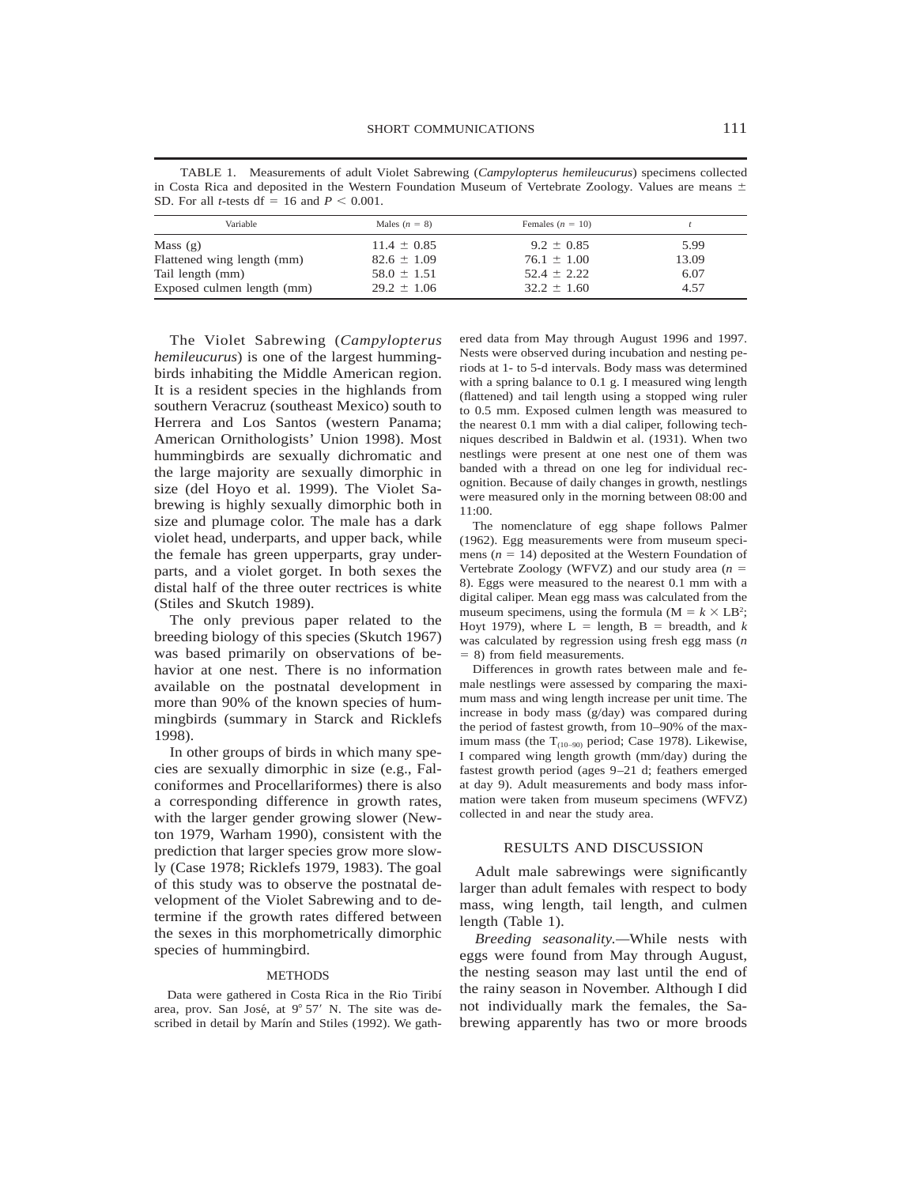TABLE 1. Measurements of adult Violet Sabrewing (*Campylopterus hemileucurus*) specimens collected in Costa Rica and deposited in the Western Foundation Museum of Vertebrate Zoology. Values are means ± SD. For all *t*-tests df = 16 and $P < 0.001$.

| Variable | Males ($n$ = 8) | Females ($n$ = 10) | $t$ |
|---|---|---|---|
| Mass (g) | 11.4 ± 0.85 | 9.2 ± 0.85 | 5.99 |
| Flattened wing length (mm) | 82.6 ± 1.09 | 76.1 ± 1.00 | 13.09 |
| Tail length (mm) | 58.0 ± 1.51 | 52.4 ± 2.22 | 6.07 |
| Exposed culmen length (mm) | 29.2 ± 1.06 | 32.2 ± 1.60 | 4.57 |

The Violet Sabrewing (*Campylopterus hemileucurus*) is one of the largest hummingbirds inhabiting the Middle American region. It is a resident species in the highlands from southern Veracruz (southeast Mexico) south to Herrera and Los Santos (western Panama; American Ornithologists' Union 1998). Most hummingbirds are sexually dichromatic and the large majority are sexually dimorphic in size (del Hoyo et al. 1999). The Violet Sabrewing is highly sexually dimorphic both in size and plumage color. The male has a dark violet head, underparts, and upper back, while the female has green upperparts, gray underparts, and a violet gorget. In both sexes the distal half of the three outer rectrices is white (Stiles and Skutch 1989).

The only previous paper related to the breeding biology of this species (Skutch 1967) was based primarily on observations of behavior at one nest. There is no information available on the postnatal development in more than 90% of the known species of hummingbirds (summary in Starck and Ricklefs 1998).

In other groups of birds in which many species are sexually dimorphic in size (e.g., Falconiformes and Procellariformes) there is also a corresponding difference in growth rates, with the larger gender growing slower (Newton 1979, Warham 1990), consistent with the prediction that larger species grow more slowly (Case 1978; Ricklefs 1979, 1983). The goal of this study was to observe the postnatal development of the Violet Sabrewing and to determine if the growth rates differed between the sexes in this morphometrically dimorphic species of hummingbird.

## METHODS

Data were gathered in Costa Rica in the Rio Tiribí area, prov. San José, at 9° 57′ N. The site was described in detail by Marín and Stiles (1992). We gathered data from May through August 1996 and 1997. Nests were observed during incubation and nesting periods at 1- to 5-d intervals. Body mass was determined with a spring balance to 0.1 g. I measured wing length (flattened) and tail length using a stopped wing ruler to 0.5 mm. Exposed culmen length was measured to the nearest 0.1 mm with a dial caliper, following techniques described in Baldwin et al. (1931). When two nestlings were present at one nest one of them was banded with a thread on one leg for individual recognition. Because of daily changes in growth, nestlings were measured only in the morning between 08:00 and 11:00.

The nomenclature of egg shape follows Palmer (1962). Egg measurements were from museum specimens ($n$ = 14) deposited at the Western Foundation of Vertebrate Zoology (WFVZ) and our study area ($n$ = 8). Eggs were measured to the nearest 0.1 mm with a digital caliper. Mean egg mass was calculated from the museum specimens, using the formula ($M = k \times LB^2$; Hoyt 1979), where L = length, B = breadth, and $k$ was calculated by regression using fresh egg mass ($n$ = 8) from field measurements.

Differences in growth rates between male and female nestlings were assessed by comparing the maximum mass and wing length increase per unit time. The increase in body mass (g/day) was compared during the period of fastest growth, from 10–90% of the maximum mass (the $T_{(10-90)}$ period; Case 1978). Likewise, I compared wing length growth (mm/day) during the fastest growth period (ages 9–21 d; feathers emerged at day 9). Adult measurements and body mass information were taken from museum specimens (WFVZ) collected in and near the study area.

## RESULTS AND DISCUSSION

Adult male sabrewings were significantly larger than adult females with respect to body mass, wing length, tail length, and culmen length (Table 1).

*Breeding seasonality.*—While nests with eggs were found from May through August, the nesting season may last until the end of the rainy season in November. Although I did not individually mark the females, the Sabrewing apparently has two or more broods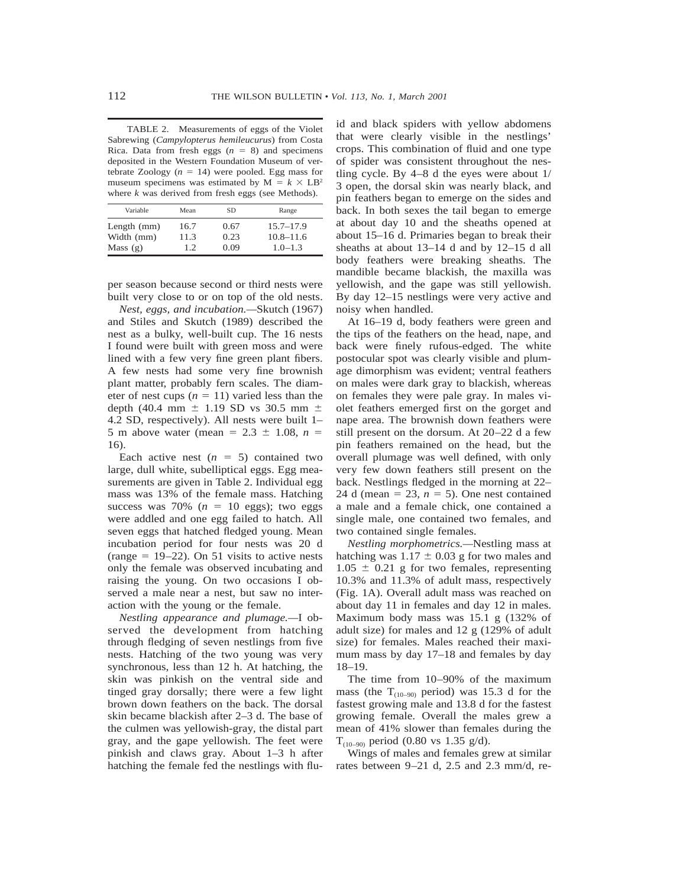TABLE 2. Measurements of eggs of the Violet Sabrewing (*Campylopterus hemileucurus*) from Costa Rica. Data from fresh eggs ($n = 8$) and specimens deposited in the Western Foundation Museum of vertebrate Zoology ($n = 14$) were pooled. Egg mass for museum specimens was estimated by $M = k \times LB^2$ where $k$ was derived from fresh eggs (see Methods).

| Variable | Mean | SD | Range |
|---|---|---|---|
| Length (mm) | 16.7 | 0.67 | 15.7–17.9 |
| Width (mm) | 11.3 | 0.23 | 10.8–11.6 |
| Mass (g) | 1.2 | 0.09 | 1.0–1.3 |

per season because second or third nests were built very close to or on top of the old nests.

*Nest, eggs, and incubation.*—Skutch (1967) and Stiles and Skutch (1989) described the nest as a bulky, well-built cup. The 16 nests I found were built with green moss and were lined with a few very fine green plant fibers. A few nests had some very fine brownish plant matter, probably fern scales. The diameter of nest cups ($n = 11$) varied less than the depth (40.4 mm ± 1.19 SD vs 30.5 mm ± 4.2 SD, respectively). All nests were built 1–5 m above water (mean = 2.3 ± 1.08, $n = 16$).

Each active nest ($n = 5$) contained two large, dull white, subelliptical eggs. Egg measurements are given in Table 2. Individual egg mass was 13% of the female mass. Hatching success was 70% ($n = 10$ eggs); two eggs were addled and one egg failed to hatch. All seven eggs that hatched fledged young. Mean incubation period for four nests was 20 d (range = 19–22). On 51 visits to active nests only the female was observed incubating and raising the young. On two occasions I observed a male near a nest, but saw no interaction with the young or the female.

*Nestling appearance and plumage.*—I observed the development from hatching through fledging of seven nestlings from five nests. Hatching of the two young was very synchronous, less than 12 h. At hatching, the skin was pinkish on the ventral side and tinged gray dorsally; there were a few light brown down feathers on the back. The dorsal skin became blackish after 2–3 d. The base of the culmen was yellowish-gray, the distal part gray, and the gape yellowish. The feet were pinkish and claws gray. About 1–3 h after hatching the female fed the nestlings with fluid and black spiders with yellow abdomens that were clearly visible in the nestlings' crops. This combination of fluid and one type of spider was consistent throughout the nestling cycle. By 4–8 d the eyes were about 1/3 open, the dorsal skin was nearly black, and pin feathers began to emerge on the sides and back. In both sexes the tail began to emerge at about day 10 and the sheaths opened at about 15–16 d. Primaries began to break their sheaths at about 13–14 d and by 12–15 d all body feathers were breaking sheaths. The mandible became blackish, the maxilla was yellowish, and the gape was still yellowish. By day 12–15 nestlings were very active and noisy when handled.

At 16–19 d, body feathers were green and the tips of the feathers on the head, nape, and back were finely rufous-edged. The white postocular spot was clearly visible and plumage dimorphism was evident; ventral feathers on males were dark gray to blackish, whereas on females they were pale gray. In males violet feathers emerged first on the gorget and nape area. The brownish down feathers were still present on the dorsum. At 20–22 d a few pin feathers remained on the head, but the overall plumage was well defined, with only very few down feathers still present on the back. Nestlings fledged in the morning at 22–24 d (mean = 23, $n = 5$). One nest contained a male and a female chick, one contained a single male, one contained two females, and two contained single females.

*Nestling morphometrics.*—Nestling mass at hatching was 1.17 ± 0.03 g for two males and 1.05 ± 0.21 g for two females, representing 10.3% and 11.3% of adult mass, respectively (Fig. 1A). Overall adult mass was reached on about day 11 in females and day 12 in males. Maximum body mass was 15.1 g (132% of adult size) for males and 12 g (129% of adult size) for females. Males reached their maximum mass by day 17–18 and females by day 18–19.

The time from 10–90% of the maximum mass (the $T_{(10-90)}$ period) was 15.3 d for the fastest growing male and 13.8 d for the fastest growing female. Overall the males grew a mean of 41% slower than females during the $T_{(10-90)}$ period (0.80 vs 1.35 g/d).

Wings of males and females grew at similar rates between 9–21 d, 2.5 and 2.3 mm/d, re-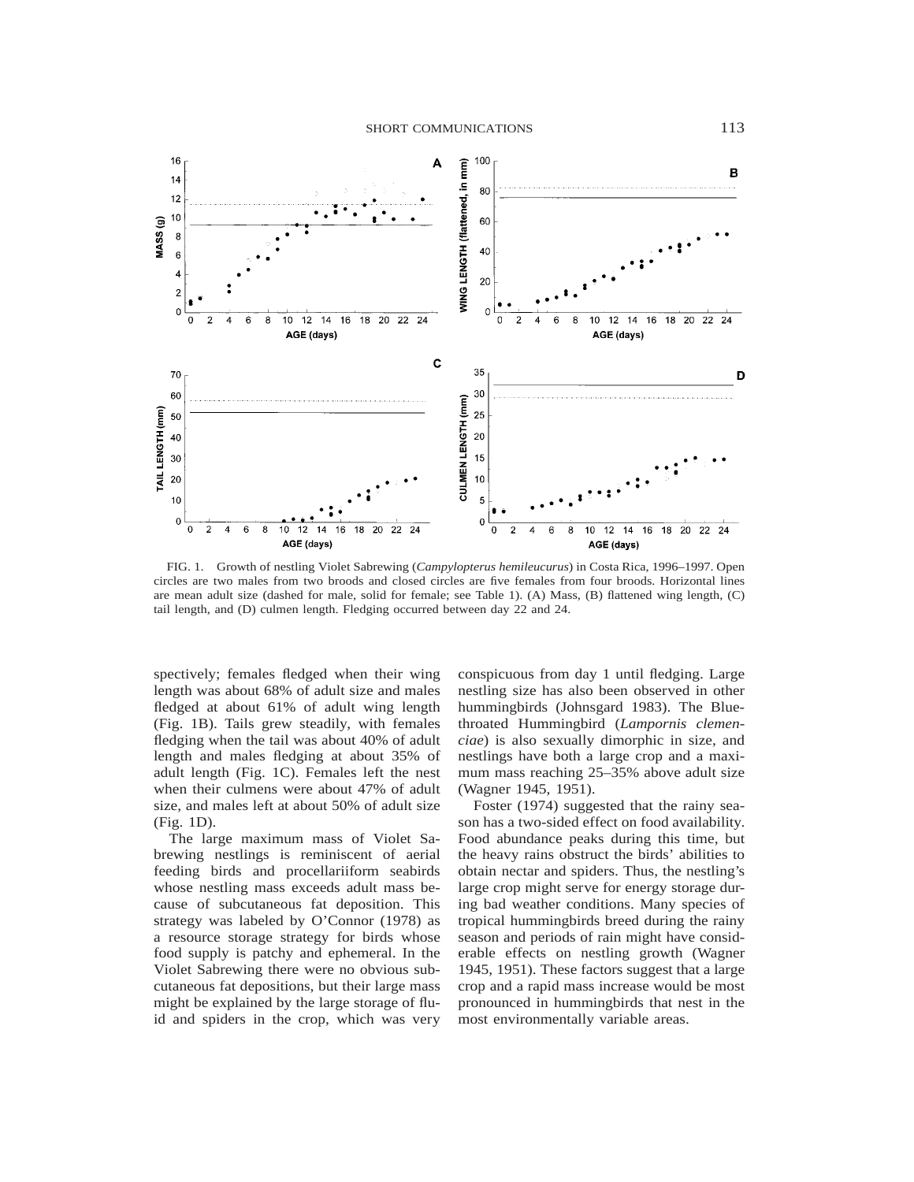FIG. 1. Growth of nestling Violet Sabrewing (*Campylopterus hemileucurus*) in Costa Rica, 1996–1997. Open circles are two males from two broods and closed circles are five females from four broods. Horizontal lines are mean adult size (dashed for male, solid for female; see Table 1). (A) Mass, (B) flattened wing length, (C) tail length, and (D) culmen length. Fledging occurred between day 22 and 24.

spectively; females fledged when their wing length was about 68% of adult size and males fledged at about 61% of adult wing length (Fig. 1B). Tails grew steadily, with females fledging when the tail was about 40% of adult length and males fledging at about 35% of adult length (Fig. 1C). Females left the nest when their culmens were about 47% of adult size, and males left at about 50% of adult size (Fig. 1D).

The large maximum mass of Violet Sabrewing nestlings is reminiscent of aerial feeding birds and procellariiform seabirds whose nestling mass exceeds adult mass because of subcutaneous fat deposition. This strategy was labeled by O'Connor (1978) as a resource storage strategy for birds whose food supply is patchy and ephemeral. In the Violet Sabrewing there were no obvious subcutaneous fat depositions, but their large mass might be explained by the large storage of fluid and spiders in the crop, which was very conspicuous from day 1 until fledging. Large nestling size has also been observed in other hummingbirds (Johnsgard 1983). The Blue-throated Hummingbird (*Lampornis clemenciae*) is also sexually dimorphic in size, and nestlings have both a large crop and a maximum mass reaching 25–35% above adult size (Wagner 1945, 1951).

Foster (1974) suggested that the rainy season has a two-sided effect on food availability. Food abundance peaks during this time, but the heavy rains obstruct the birds' abilities to obtain nectar and spiders. Thus, the nestling's large crop might serve for energy storage during bad weather conditions. Many species of tropical hummingbirds breed during the rainy season and periods of rain might have considerable effects on nestling growth (Wagner 1945, 1951). These factors suggest that a large crop and a rapid mass increase would be most pronounced in hummingbirds that nest in the most environmentally variable areas.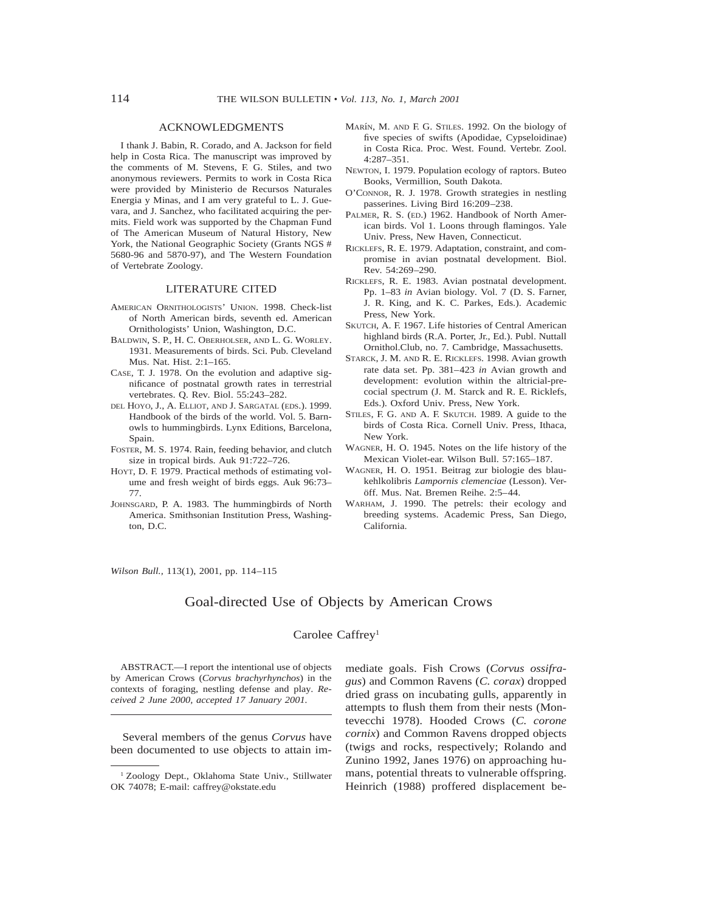## ACKNOWLEDGMENTS

I thank J. Babin, R. Corado, and A. Jackson for field help in Costa Rica. The manuscript was improved by the comments of M. Stevens, F. G. Stiles, and two anonymous reviewers. Permits to work in Costa Rica were provided by Ministerio de Recursos Naturales Energia y Minas, and I am very grateful to L. J. Guevara, and J. Sanchez, who facilitated acquiring the permits. Field work was supported by the Chapman Fund of The American Museum of Natural History, New York, the National Geographic Society (Grants NGS # 5680-96 and 5870-97), and The Western Foundation of Vertebrate Zoology.

## LITERATURE CITED

AMERICAN ORNITHOLOGISTS' UNION. 1998. Check-list of North American birds, seventh ed. American Ornithologists' Union, Washington, D.C.

BALDWIN, S. P., H. C. OBERHOLSER, AND L. G. WORLEY. 1931. Measurements of birds. Sci. Pub. Cleveland Mus. Nat. Hist. 2:1–165.

CASE, T. J. 1978. On the evolution and adaptive significance of postnatal growth rates in terrestrial vertebrates. Q. Rev. Biol. 55:243–282.

DEL HOYO, J., A. ELLIOT, AND J. SARGATAL (EDS.). 1999. Handbook of the birds of the world. Vol. 5. Barn-owls to hummingbirds. Lynx Editions, Barcelona, Spain.

FOSTER, M. S. 1974. Rain, feeding behavior, and clutch size in tropical birds. Auk 91:722–726.

HOYT, D. F. 1979. Practical methods of estimating volume and fresh weight of birds eggs. Auk 96:73–77.

JOHNSGARD, P. A. 1983. The hummingbirds of North America. Smithsonian Institution Press, Washington, D.C.

MARÍN, M. AND F. G. STILES. 1992. On the biology of five species of swifts (Apodidae, Cypseloidinae) in Costa Rica. Proc. West. Found. Vertebr. Zool. 4:287–351.

NEWTON, I. 1979. Population ecology of raptors. Buteo Books, Vermillion, South Dakota.

O'CONNOR, R. J. 1978. Growth strategies in nestling passerines. Living Bird 16:209–238.

PALMER, R. S. (ED.) 1962. Handbook of North American birds. Vol 1. Loons through flamingos. Yale Univ. Press, New Haven, Connecticut.

RICKLEFS, R. E. 1979. Adaptation, constraint, and compromise in avian postnatal development. Biol. Rev. 54:269–290.

RICKLEFS, R. E. 1983. Avian postnatal development. Pp. 1–83 *in* Avian biology. Vol. 7 (D. S. Farner, J. R. King, and K. C. Parkes, Eds.). Academic Press, New York.

SKUTCH, A. F. 1967. Life histories of Central American highland birds (R.A. Porter, Jr., Ed.). Publ. Nuttall Ornithol.Club, no. 7. Cambridge, Massachusetts.

STARCK, J. M. AND R. E. RICKLEFS. 1998. Avian growth rate data set. Pp. 381–423 *in* Avian growth and development: evolution within the altricial-precocial spectrum (J. M. Starck and R. E. Ricklefs, Eds.). Oxford Univ. Press, New York.

STILES, F. G. AND A. F. SKUTCH. 1989. A guide to the birds of Costa Rica. Cornell Univ. Press, Ithaca, New York.

WAGNER, H. O. 1945. Notes on the life history of the Mexican Violet-ear. Wilson Bull. 57:165–187.

WAGNER, H. O. 1951. Beitrag zur biologie des blaukehlkolibris *Lampornis clemenciae* (Lesson). Veröff. Mus. Nat. Bremen Reihe. 2:5–44.

WARHAM, J. 1990. The petrels: their ecology and breeding systems. Academic Press, San Diego, California.

*Wilson Bull.*, 113(1), 2001, pp. 114–115

# Goal-directed Use of Objects by American Crows

Carolee Caffrey[1]

ABSTRACT.—I report the intentional use of objects by American Crows (*Corvus brachyrhynchos*) in the contexts of foraging, nestling defense and play. *Received 2 June 2000, accepted 17 January 2001.*

Several members of the genus *Corvus* have been documented to use objects to attain immediate goals. Fish Crows (*Corvus ossifragus*) and Common Ravens (*C. corax*) dropped dried grass on incubating gulls, apparently in attempts to flush them from their nests (Montevecchi 1978). Hooded Crows (*C. corone cornix*) and Common Ravens dropped objects (twigs and rocks, respectively; Rolando and Zunino 1992, Janes 1976) on approaching humans, potential threats to vulnerable offspring. Heinrich (1988) proffered displacement be-

[1] Zoology Dept., Oklahoma State Univ., Stillwater OK 74078; E-mail: caffrey@okstate.edu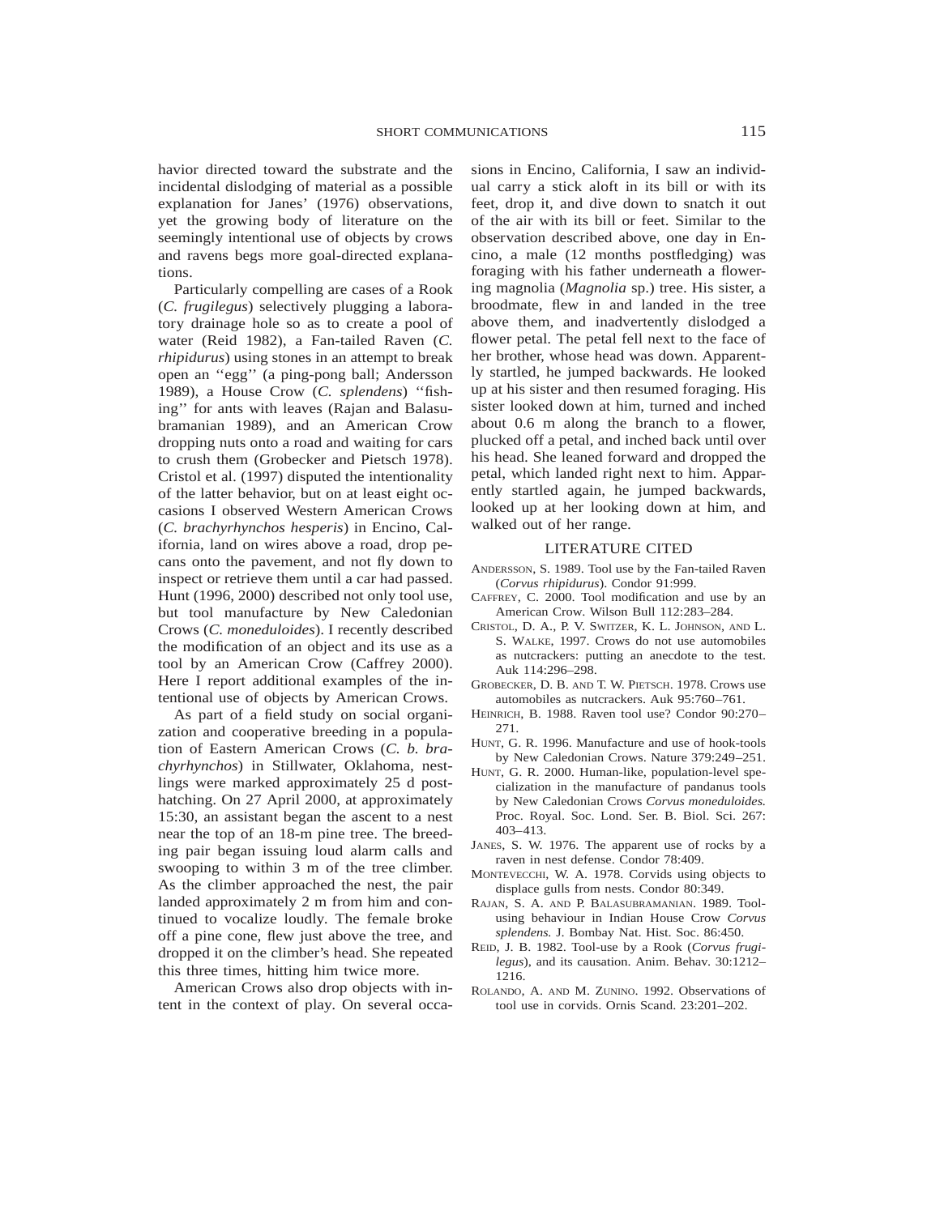havior directed toward the substrate and the incidental dislodging of material as a possible explanation for Janes' (1976) observations, yet the growing body of literature on the seemingly intentional use of objects by crows and ravens begs more goal-directed explanations.

Particularly compelling are cases of a Rook (*C. frugilegus*) selectively plugging a laboratory drainage hole so as to create a pool of water (Reid 1982), a Fan-tailed Raven (*C. rhipidurus*) using stones in an attempt to break open an ''egg'' (a ping-pong ball; Andersson 1989), a House Crow (*C. splendens*) ''fishing'' for ants with leaves (Rajan and Balasubramanian 1989), and an American Crow dropping nuts onto a road and waiting for cars to crush them (Grobecker and Pietsch 1978). Cristol et al. (1997) disputed the intentionality of the latter behavior, but on at least eight occasions I observed Western American Crows (*C. brachyrhynchos hesperis*) in Encino, California, land on wires above a road, drop pecans onto the pavement, and not fly down to inspect or retrieve them until a car had passed. Hunt (1996, 2000) described not only tool use, but tool manufacture by New Caledonian Crows (*C. moneduloides*). I recently described the modification of an object and its use as a tool by an American Crow (Caffrey 2000). Here I report additional examples of the intentional use of objects by American Crows.

As part of a field study on social organization and cooperative breeding in a population of Eastern American Crows (*C. b. brachyrhynchos*) in Stillwater, Oklahoma, nestlings were marked approximately 25 d posthatching. On 27 April 2000, at approximately 15:30, an assistant began the ascent to a nest near the top of an 18-m pine tree. The breeding pair began issuing loud alarm calls and swooping to within 3 m of the tree climber. As the climber approached the nest, the pair landed approximately 2 m from him and continued to vocalize loudly. The female broke off a pine cone, flew just above the tree, and dropped it on the climber's head. She repeated this three times, hitting him twice more.

American Crows also drop objects with intent in the context of play. On several occasions in Encino, California, I saw an individual carry a stick aloft in its bill or with its feet, drop it, and dive down to snatch it out of the air with its bill or feet. Similar to the observation described above, one day in Encino, a male (12 months postfledging) was foraging with his father underneath a flowering magnolia (*Magnolia* sp.) tree. His sister, a broodmate, flew in and landed in the tree above them, and inadvertently dislodged a flower petal. The petal fell next to the face of her brother, whose head was down. Apparently startled, he jumped backwards. He looked up at his sister and then resumed foraging. His sister looked down at him, turned and inched about 0.6 m along the branch to a flower, plucked off a petal, and inched back until over his head. She leaned forward and dropped the petal, which landed right next to him. Apparently startled again, he jumped backwards, looked up at her looking down at him, and walked out of her range.

## LITERATURE CITED

ANDERSSON, S. 1989. Tool use by the Fan-tailed Raven (*Corvus rhipidurus*). Condor 91:999.

CAFFREY, C. 2000. Tool modification and use by an American Crow. Wilson Bull 112:283–284.

CRISTOL, D. A., P. V. SWITZER, K. L. JOHNSON, AND L. S. WALKE, 1997. Crows do not use automobiles as nutcrackers: putting an anecdote to the test. Auk 114:296–298.

GROBECKER, D. B. AND T. W. PIETSCH. 1978. Crows use automobiles as nutcrackers. Auk 95:760–761.

HEINRICH, B. 1988. Raven tool use? Condor 90:270–271.

HUNT, G. R. 1996. Manufacture and use of hook-tools by New Caledonian Crows. Nature 379:249–251.

HUNT, G. R. 2000. Human-like, population-level specialization in the manufacture of pandanus tools by New Caledonian Crows *Corvus moneduloides.* Proc. Royal. Soc. Lond. Ser. B. Biol. Sci. 267: 403–413.

JANES, S. W. 1976. The apparent use of rocks by a raven in nest defense. Condor 78:409.

MONTEVECCHI, W. A. 1978. Corvids using objects to displace gulls from nests. Condor 80:349.

RAJAN, S. A. AND P. BALASUBRAMANIAN. 1989. Tool-using behaviour in Indian House Crow *Corvus splendens.* J. Bombay Nat. Hist. Soc. 86:450.

REID, J. B. 1982. Tool-use by a Rook (*Corvus frugilegus*), and its causation. Anim. Behav. 30:1212–1216.

ROLANDO, A. AND M. ZUNINO. 1992. Observations of tool use in corvids. Ornis Scand. 23:201–202.